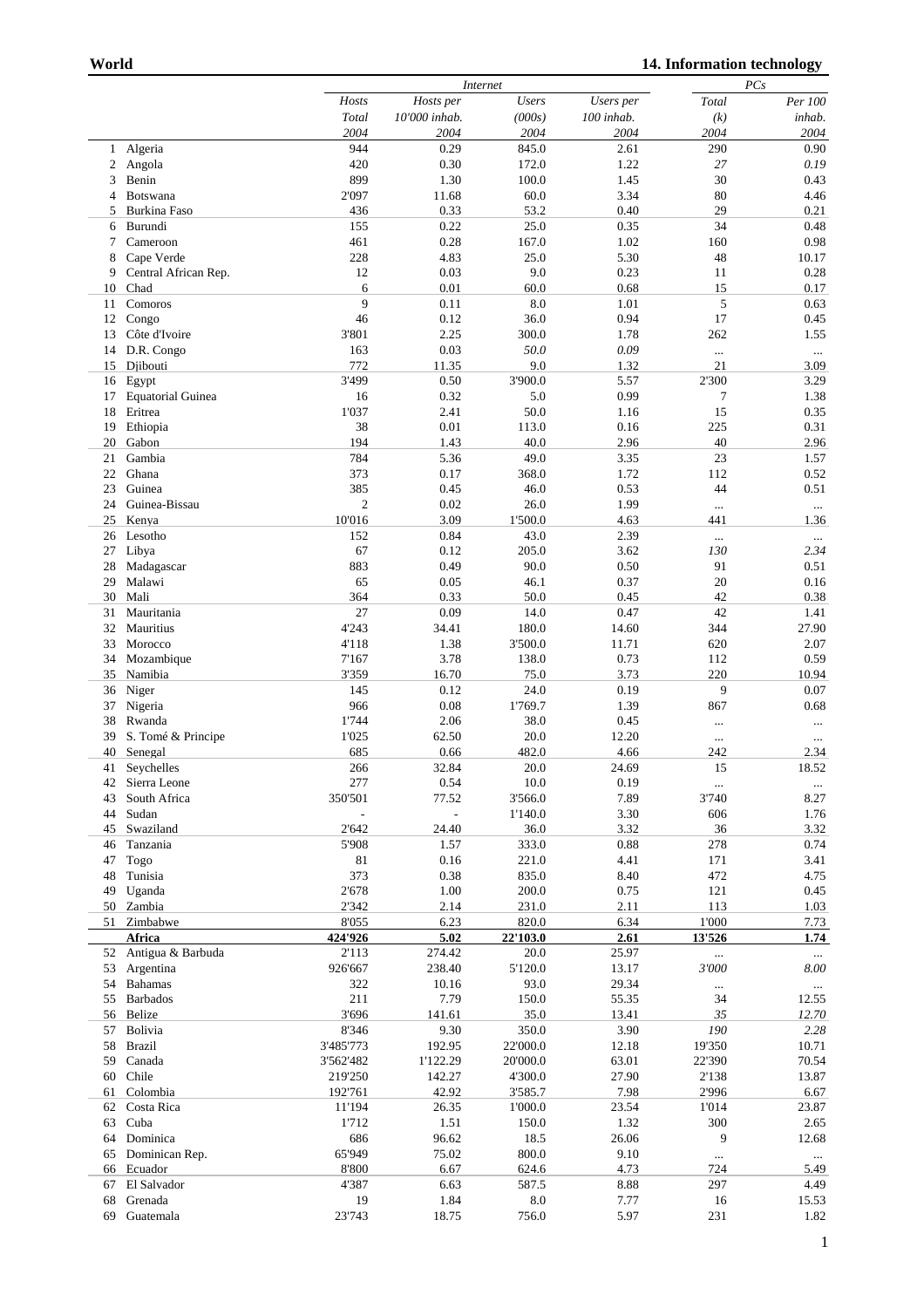**World** | **14. Information technology**

| | | *Internet* | | | | *PCs* | |
|---|---|---|---|---|---|---|---|
| | | *Hosts* | *Hosts per* | *Users* | *Users per* | *Total* | *Per 100* |
| | | *Total* | *10'000 inhab.* | *(000s)* | *100 inhab.* | *(k)* | *inhab.* |
| | | *2004* | *2004* | *2004* | *2004* | *2004* | *2004* |
| 1 | Algeria | 944 | 0.29 | 845.0 | 2.61 | 290 | 0.90 |
| 2 | Angola | 420 | 0.30 | 172.0 | 1.22 | *27* | *0.19* |
| 3 | Benin | 899 | 1.30 | 100.0 | 1.45 | 30 | 0.43 |
| 4 | Botswana | 2'097 | 11.68 | 60.0 | 3.34 | 80 | 4.46 |
| 5 | Burkina Faso | 436 | 0.33 | 53.2 | 0.40 | 29 | 0.21 |
| 6 | Burundi | 155 | 0.22 | 25.0 | 0.35 | 34 | 0.48 |
| 7 | Cameroon | 461 | 0.28 | 167.0 | 1.02 | 160 | 0.98 |
| 8 | Cape Verde | 228 | 4.83 | 25.0 | 5.30 | 48 | 10.17 |
| 9 | Central African Rep. | 12 | 0.03 | 9.0 | 0.23 | 11 | 0.28 |
| 10 | Chad | 6 | 0.01 | 60.0 | 0.68 | 15 | 0.17 |
| 11 | Comoros | 9 | 0.11 | 8.0 | 1.01 | 5 | 0.63 |
| 12 | Congo | 46 | 0.12 | 36.0 | 0.94 | 17 | 0.45 |
| 13 | Côte d'Ivoire | 3'801 | 2.25 | 300.0 | 1.78 | 262 | 1.55 |
| 14 | D.R. Congo | 163 | 0.03 | *50.0* | *0.09* | ... | ... |
| 15 | Djibouti | 772 | 11.35 | 9.0 | 1.32 | 21 | 3.09 |
| 16 | Egypt | 3'499 | 0.50 | 3'900.0 | 5.57 | 2'300 | 3.29 |
| 17 | Equatorial Guinea | 16 | 0.32 | 5.0 | 0.99 | 7 | 1.38 |
| 18 | Eritrea | 1'037 | 2.41 | 50.0 | 1.16 | 15 | 0.35 |
| 19 | Ethiopia | 38 | 0.01 | 113.0 | 0.16 | 225 | 0.31 |
| 20 | Gabon | 194 | 1.43 | 40.0 | 2.96 | 40 | 2.96 |
| 21 | Gambia | 784 | 5.36 | 49.0 | 3.35 | 23 | 1.57 |
| 22 | Ghana | 373 | 0.17 | 368.0 | 1.72 | 112 | 0.52 |
| 23 | Guinea | 385 | 0.45 | 46.0 | 0.53 | 44 | 0.51 |
| 24 | Guinea-Bissau | 2 | 0.02 | 26.0 | 1.99 | ... | ... |
| 25 | Kenya | 10'016 | 3.09 | 1'500.0 | 4.63 | 441 | 1.36 |
| 26 | Lesotho | 152 | 0.84 | 43.0 | 2.39 | ... | ... |
| 27 | Libya | 67 | 0.12 | 205.0 | 3.62 | *130* | *2.34* |
| 28 | Madagascar | 883 | 0.49 | 90.0 | 0.50 | 91 | 0.51 |
| 29 | Malawi | 65 | 0.05 | 46.1 | 0.37 | 20 | 0.16 |
| 30 | Mali | 364 | 0.33 | 50.0 | 0.45 | 42 | 0.38 |
| 31 | Mauritania | 27 | 0.09 | 14.0 | 0.47 | 42 | 1.41 |
| 32 | Mauritius | 4'243 | 34.41 | 180.0 | 14.60 | 344 | 27.90 |
| 33 | Morocco | 4'118 | 1.38 | 3'500.0 | 11.71 | 620 | 2.07 |
| 34 | Mozambique | 7'167 | 3.78 | 138.0 | 0.73 | 112 | 0.59 |
| 35 | Namibia | 3'359 | 16.70 | 75.0 | 3.73 | 220 | 10.94 |
| 36 | Niger | 145 | 0.12 | 24.0 | 0.19 | 9 | 0.07 |
| 37 | Nigeria | 966 | 0.08 | 1'769.7 | 1.39 | 867 | 0.68 |
| 38 | Rwanda | 1'744 | 2.06 | 38.0 | 0.45 | ... | ... |
| 39 | S. Tomé & Principe | 1'025 | 62.50 | 20.0 | 12.20 | ... | ... |
| 40 | Senegal | 685 | 0.66 | 482.0 | 4.66 | 242 | 2.34 |
| 41 | Seychelles | 266 | 32.84 | 20.0 | 24.69 | 15 | 18.52 |
| 42 | Sierra Leone | 277 | 0.54 | 10.0 | 0.19 | ... | ... |
| 43 | South Africa | 350'501 | 77.52 | 3'566.0 | 7.89 | 3'740 | 8.27 |
| 44 | Sudan | - | - | 1'140.0 | 3.30 | 606 | 1.76 |
| 45 | Swaziland | 2'642 | 24.40 | 36.0 | 3.32 | 36 | 3.32 |
| 46 | Tanzania | 5'908 | 1.57 | 333.0 | 0.88 | 278 | 0.74 |
| 47 | Togo | 81 | 0.16 | 221.0 | 4.41 | 171 | 3.41 |
| 48 | Tunisia | 373 | 0.38 | 835.0 | 8.40 | 472 | 4.75 |
| 49 | Uganda | 2'678 | 1.00 | 200.0 | 0.75 | 121 | 0.45 |
| 50 | Zambia | 2'342 | 2.14 | 231.0 | 2.11 | 113 | 1.03 |
| 51 | Zimbabwe | 8'055 | 6.23 | 820.0 | 6.34 | 1'000 | 7.73 |
| | **Africa** | **424'926** | **5.02** | **22'103.0** | **2.61** | **13'526** | **1.74** |
| 52 | Antigua & Barbuda | 2'113 | 274.42 | 20.0 | 25.97 | ... | ... |
| 53 | Argentina | 926'667 | 238.40 | 5'120.0 | 13.17 | *3'000* | *8.00* |
| 54 | Bahamas | 322 | 10.16 | 93.0 | 29.34 | ... | ... |
| 55 | Barbados | 211 | 7.79 | 150.0 | 55.35 | 34 | 12.55 |
| 56 | Belize | 3'696 | 141.61 | 35.0 | 13.41 | *35* | *12.70* |
| 57 | Bolivia | 8'346 | 9.30 | 350.0 | 3.90 | *190* | *2.28* |
| 58 | Brazil | 3'485'773 | 192.95 | 22'000.0 | 12.18 | 19'350 | 10.71 |
| 59 | Canada | 3'562'482 | 1'122.29 | 20'000.0 | 63.01 | 22'390 | 70.54 |
| 60 | Chile | 219'250 | 142.27 | 4'300.0 | 27.90 | 2'138 | 13.87 |
| 61 | Colombia | 192'761 | 42.92 | 3'585.7 | 7.98 | 2'996 | 6.67 |
| 62 | Costa Rica | 11'194 | 26.35 | 1'000.0 | 23.54 | 1'014 | 23.87 |
| 63 | Cuba | 1'712 | 1.51 | 150.0 | 1.32 | 300 | 2.65 |
| 64 | Dominica | 686 | 96.62 | 18.5 | 26.06 | 9 | 12.68 |
| 65 | Dominican Rep. | 65'949 | 75.02 | 800.0 | 9.10 | ... | ... |
| 66 | Ecuador | 8'800 | 6.67 | 624.6 | 4.73 | 724 | 5.49 |
| 67 | El Salvador | 4'387 | 6.63 | 587.5 | 8.88 | 297 | 4.49 |
| 68 | Grenada | 19 | 1.84 | 8.0 | 7.77 | 16 | 15.53 |
| 69 | Guatemala | 23'743 | 18.75 | 756.0 | 5.97 | 231 | 1.82 |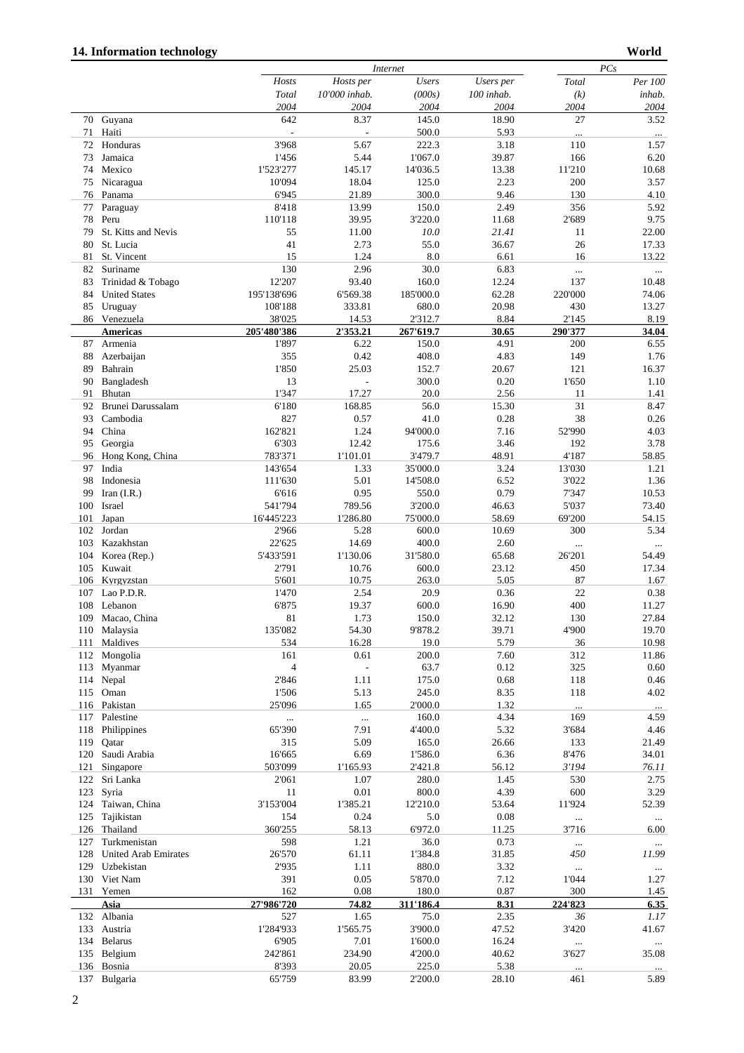## 14. Information technology — World

| | | Internet | | | | PCs | |
|---|---|---|---|---|---|---|---|
| | | Hosts | Hosts per | Users | Users per | Total | Per 100 |
| | | Total | 10'000 inhab. | (000s) | 100 inhab. | (k) | inhab. |
| | | 2004 | 2004 | 2004 | 2004 | 2004 | 2004 |
| 70 | Guyana | 642 | 8.37 | 145.0 | 18.90 | 27 | 3.52 |
| 71 | Haiti | - | - | 500.0 | 5.93 | ... | ... |
| 72 | Honduras | 3'968 | 5.67 | 222.3 | 3.18 | 110 | 1.57 |
| 73 | Jamaica | 1'456 | 5.44 | 1'067.0 | 39.87 | 166 | 6.20 |
| 74 | Mexico | 1'523'277 | 145.17 | 14'036.5 | 13.38 | 11'210 | 10.68 |
| 75 | Nicaragua | 10'094 | 18.04 | 125.0 | 2.23 | 200 | 3.57 |
| 76 | Panama | 6'945 | 21.89 | 300.0 | 9.46 | 130 | 4.10 |
| 77 | Paraguay | 8'418 | 13.99 | 150.0 | 2.49 | 356 | 5.92 |
| 78 | Peru | 110'118 | 39.95 | 3'220.0 | 11.68 | 2'689 | 9.75 |
| 79 | St. Kitts and Nevis | 55 | 11.00 | *10.0* | *21.41* | 11 | 22.00 |
| 80 | St. Lucia | 41 | 2.73 | 55.0 | 36.67 | 26 | 17.33 |
| 81 | St. Vincent | 15 | 1.24 | 8.0 | 6.61 | 16 | 13.22 |
| 82 | Suriname | 130 | 2.96 | 30.0 | 6.83 | ... | ... |
| 83 | Trinidad & Tobago | 12'207 | 93.40 | 160.0 | 12.24 | 137 | 10.48 |
| 84 | United States | 195'138'696 | 6'569.38 | 185'000.0 | 62.28 | 220'000 | 74.06 |
| 85 | Uruguay | 108'188 | 333.81 | 680.0 | 20.98 | 430 | 13.27 |
| 86 | Venezuela | 38'025 | 14.53 | 2'312.7 | 8.84 | 2'145 | 8.19 |
| | **Americas** | **205'480'386** | **2'353.21** | **267'619.7** | **30.65** | **290'377** | **34.04** |
| 87 | Armenia | 1'897 | 6.22 | 150.0 | 4.91 | 200 | 6.55 |
| 88 | Azerbaijan | 355 | 0.42 | 408.0 | 4.83 | 149 | 1.76 |
| 89 | Bahrain | 1'850 | 25.03 | 152.7 | 20.67 | 121 | 16.37 |
| 90 | Bangladesh | 13 | - | 300.0 | 0.20 | 1'650 | 1.10 |
| 91 | Bhutan | 1'347 | 17.27 | 20.0 | 2.56 | 11 | 1.41 |
| 92 | Brunei Darussalam | 6'180 | 168.85 | 56.0 | 15.30 | 31 | 8.47 |
| 93 | Cambodia | 827 | 0.57 | 41.0 | 0.28 | 38 | 0.26 |
| 94 | China | 162'821 | 1.24 | 94'000.0 | 7.16 | 52'990 | 4.03 |
| 95 | Georgia | 6'303 | 12.42 | 175.6 | 3.46 | 192 | 3.78 |
| 96 | Hong Kong, China | 783'371 | 1'101.01 | 3'479.7 | 48.91 | 4'187 | 58.85 |
| 97 | India | 143'654 | 1.33 | 35'000.0 | 3.24 | 13'030 | 1.21 |
| 98 | Indonesia | 111'630 | 5.01 | 14'508.0 | 6.52 | 3'022 | 1.36 |
| 99 | Iran (I.R.) | 6'616 | 0.95 | 550.0 | 0.79 | 7'347 | 10.53 |
| 100 | Israel | 541'794 | 789.56 | 3'200.0 | 46.63 | 5'037 | 73.40 |
| 101 | Japan | 16'445'223 | 1'286.80 | 75'000.0 | 58.69 | 69'200 | 54.15 |
| 102 | Jordan | 2'966 | 5.28 | 600.0 | 10.69 | 300 | 5.34 |
| 103 | Kazakhstan | 22'625 | 14.69 | 400.0 | 2.60 | ... | ... |
| 104 | Korea (Rep.) | 5'433'591 | 1'130.06 | 31'580.0 | 65.68 | 26'201 | 54.49 |
| 105 | Kuwait | 2'791 | 10.76 | 600.0 | 23.12 | 450 | 17.34 |
| 106 | Kyrgyzstan | 5'601 | 10.75 | 263.0 | 5.05 | 87 | 1.67 |
| 107 | Lao P.D.R. | 1'470 | 2.54 | 20.9 | 0.36 | 22 | 0.38 |
| 108 | Lebanon | 6'875 | 19.37 | 600.0 | 16.90 | 400 | 11.27 |
| 109 | Macao, China | 81 | 1.73 | 150.0 | 32.12 | 130 | 27.84 |
| 110 | Malaysia | 135'082 | 54.30 | 9'878.2 | 39.71 | 4'900 | 19.70 |
| 111 | Maldives | 534 | 16.28 | 19.0 | 5.79 | 36 | 10.98 |
| 112 | Mongolia | 161 | 0.61 | 200.0 | 7.60 | 312 | 11.86 |
| 113 | Myanmar | 4 | - | 63.7 | 0.12 | 325 | 0.60 |
| 114 | Nepal | 2'846 | 1.11 | 175.0 | 0.68 | 118 | 0.46 |
| 115 | Oman | 1'506 | 5.13 | 245.0 | 8.35 | 118 | 4.02 |
| 116 | Pakistan | 25'096 | 1.65 | 2'000.0 | 1.32 | ... | ... |
| 117 | Palestine | ... | ... | 160.0 | 4.34 | 169 | 4.59 |
| 118 | Philippines | 65'390 | 7.91 | 4'400.0 | 5.32 | 3'684 | 4.46 |
| 119 | Qatar | 315 | 5.09 | 165.0 | 26.66 | 133 | 21.49 |
| 120 | Saudi Arabia | 16'665 | 6.69 | 1'586.0 | 6.36 | 8'476 | 34.01 |
| 121 | Singapore | 503'099 | 1'165.93 | 2'421.8 | 56.12 | *3'194* | *76.11* |
| 122 | Sri Lanka | 2'061 | 1.07 | 280.0 | 1.45 | 530 | 2.75 |
| 123 | Syria | 11 | 0.01 | 800.0 | 4.39 | 600 | 3.29 |
| 124 | Taiwan, China | 3'153'004 | 1'385.21 | 12'210.0 | 53.64 | 11'924 | 52.39 |
| 125 | Tajikistan | 154 | 0.24 | 5.0 | 0.08 | ... | ... |
| 126 | Thailand | 360'255 | 58.13 | 6'972.0 | 11.25 | 3'716 | 6.00 |
| 127 | Turkmenistan | 598 | 1.21 | 36.0 | 0.73 | ... | ... |
| 128 | United Arab Emirates | 26'570 | 61.11 | 1'384.8 | 31.85 | *450* | *11.99* |
| 129 | Uzbekistan | 2'935 | 1.11 | 880.0 | 3.32 | ... | ... |
| 130 | Viet Nam | 391 | 0.05 | 5'870.0 | 7.12 | 1'044 | 1.27 |
| 131 | Yemen | 162 | 0.08 | 180.0 | 0.87 | 300 | 1.45 |
| | **Asia** | **27'986'720** | **74.82** | **311'186.4** | **8.31** | **224'823** | **6.35** |
| 132 | Albania | 527 | 1.65 | 75.0 | 2.35 | *36* | *1.17* |
| 133 | Austria | 1'284'933 | 1'565.75 | 3'900.0 | 47.52 | 3'420 | 41.67 |
| 134 | Belarus | 6'905 | 7.01 | 1'600.0 | 16.24 | ... | ... |
| 135 | Belgium | 242'861 | 234.90 | 4'200.0 | 40.62 | 3'627 | 35.08 |
| 136 | Bosnia | 8'393 | 20.05 | 225.0 | 5.38 | ... | ... |
| 137 | Bulgaria | 65'759 | 83.99 | 2'200.0 | 28.10 | 461 | 5.89 |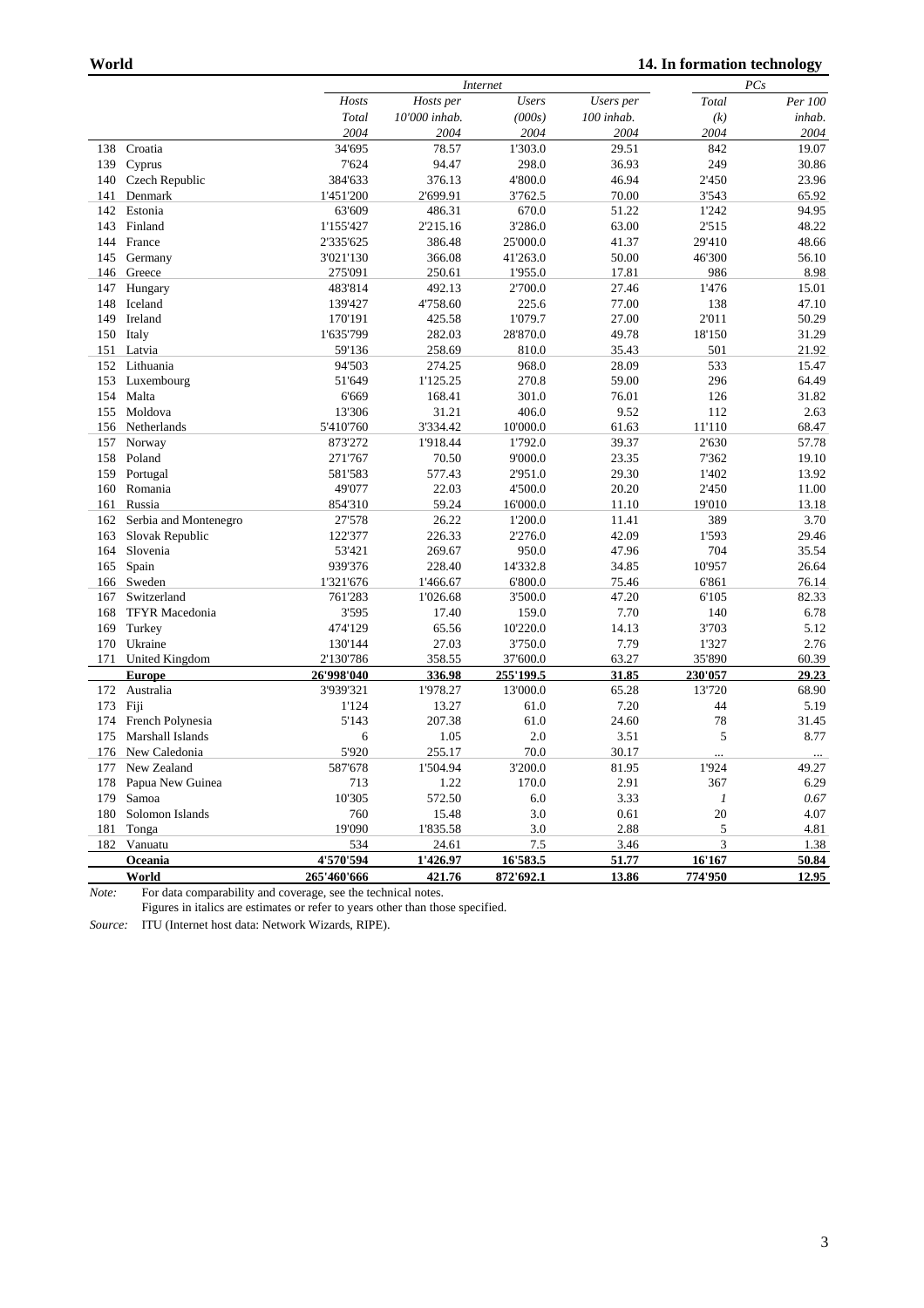**World** **14. In formation technology**

| | | Internet | | | | PCs | |
|---|---|---|---|---|---|---|---|
| | | *Hosts* | *Hosts per* | *Users* | *Users per* | *Total* | *Per 100* |
| | | *Total* | *10'000 inhab.* | *(000s)* | *100 inhab.* | *(k)* | *inhab.* |
| | | *2004* | *2004* | *2004* | *2004* | *2004* | *2004* |
| 138 | Croatia | 34'695 | 78.57 | 1'303.0 | 29.51 | 842 | 19.07 |
| 139 | Cyprus | 7'624 | 94.47 | 298.0 | 36.93 | 249 | 30.86 |
| 140 | Czech Republic | 384'633 | 376.13 | 4'800.0 | 46.94 | 2'450 | 23.96 |
| 141 | Denmark | 1'451'200 | 2'699.91 | 3'762.5 | 70.00 | 3'543 | 65.92 |
| 142 | Estonia | 63'609 | 486.31 | 670.0 | 51.22 | 1'242 | 94.95 |
| 143 | Finland | 1'155'427 | 2'215.16 | 3'286.0 | 63.00 | 2'515 | 48.22 |
| 144 | France | 2'335'625 | 386.48 | 25'000.0 | 41.37 | 29'410 | 48.66 |
| 145 | Germany | 3'021'130 | 366.08 | 41'263.0 | 50.00 | 46'300 | 56.10 |
| 146 | Greece | 275'091 | 250.61 | 1'955.0 | 17.81 | 986 | 8.98 |
| 147 | Hungary | 483'814 | 492.13 | 2'700.0 | 27.46 | 1'476 | 15.01 |
| 148 | Iceland | 139'427 | 4'758.60 | 225.6 | 77.00 | 138 | 47.10 |
| 149 | Ireland | 170'191 | 425.58 | 1'079.7 | 27.00 | 2'011 | 50.29 |
| 150 | Italy | 1'635'799 | 282.03 | 28'870.0 | 49.78 | 18'150 | 31.29 |
| 151 | Latvia | 59'136 | 258.69 | 810.0 | 35.43 | 501 | 21.92 |
| 152 | Lithuania | 94'503 | 274.25 | 968.0 | 28.09 | 533 | 15.47 |
| 153 | Luxembourg | 51'649 | 1'125.25 | 270.8 | 59.00 | 296 | 64.49 |
| 154 | Malta | 6'669 | 168.41 | 301.0 | 76.01 | 126 | 31.82 |
| 155 | Moldova | 13'306 | 31.21 | 406.0 | 9.52 | 112 | 2.63 |
| 156 | Netherlands | 5'410'760 | 3'334.42 | 10'000.0 | 61.63 | 11'110 | 68.47 |
| 157 | Norway | 873'272 | 1'918.44 | 1'792.0 | 39.37 | 2'630 | 57.78 |
| 158 | Poland | 271'767 | 70.50 | 9'000.0 | 23.35 | 7'362 | 19.10 |
| 159 | Portugal | 581'583 | 577.43 | 2'951.0 | 29.30 | 1'402 | 13.92 |
| 160 | Romania | 49'077 | 22.03 | 4'500.0 | 20.20 | 2'450 | 11.00 |
| 161 | Russia | 854'310 | 59.24 | 16'000.0 | 11.10 | 19'010 | 13.18 |
| 162 | Serbia and Montenegro | 27'578 | 26.22 | 1'200.0 | 11.41 | 389 | 3.70 |
| 163 | Slovak Republic | 122'377 | 226.33 | 2'276.0 | 42.09 | 1'593 | 29.46 |
| 164 | Slovenia | 53'421 | 269.67 | 950.0 | 47.96 | 704 | 35.54 |
| 165 | Spain | 939'376 | 228.40 | 14'332.8 | 34.85 | 10'957 | 26.64 |
| 166 | Sweden | 1'321'676 | 1'466.67 | 6'800.0 | 75.46 | 6'861 | 76.14 |
| 167 | Switzerland | 761'283 | 1'026.68 | 3'500.0 | 47.20 | 6'105 | 82.33 |
| 168 | TFYR Macedonia | 3'595 | 17.40 | 159.0 | 7.70 | 140 | 6.78 |
| 169 | Turkey | 474'129 | 65.56 | 10'220.0 | 14.13 | 3'703 | 5.12 |
| 170 | Ukraine | 130'144 | 27.03 | 3'750.0 | 7.79 | 1'327 | 2.76 |
| 171 | United Kingdom | 2'130'786 | 358.55 | 37'600.0 | 63.27 | 35'890 | 60.39 |
| | **Europe** | **26'998'040** | **336.98** | **255'199.5** | **31.85** | **230'057** | **29.23** |
| 172 | Australia | 3'939'321 | 1'978.27 | 13'000.0 | 65.28 | 13'720 | 68.90 |
| 173 | Fiji | 1'124 | 13.27 | 61.0 | 7.20 | 44 | 5.19 |
| 174 | French Polynesia | 5'143 | 207.38 | 61.0 | 24.60 | 78 | 31.45 |
| 175 | Marshall Islands | 6 | 1.05 | 2.0 | 3.51 | 5 | 8.77 |
| 176 | New Caledonia | 5'920 | 255.17 | 70.0 | 30.17 | ... | ... |
| 177 | New Zealand | 587'678 | 1'504.94 | 3'200.0 | 81.95 | 1'924 | 49.27 |
| 178 | Papua New Guinea | 713 | 1.22 | 170.0 | 2.91 | 367 | 6.29 |
| 179 | Samoa | 10'305 | 572.50 | 6.0 | 3.33 | *1* | *0.67* |
| 180 | Solomon Islands | 760 | 15.48 | 3.0 | 0.61 | 20 | 4.07 |
| 181 | Tonga | 19'090 | 1'835.58 | 3.0 | 2.88 | 5 | 4.81 |
| 182 | Vanuatu | 534 | 24.61 | 7.5 | 3.46 | 3 | 1.38 |
| | **Oceania** | **4'570'594** | **1'426.97** | **16'583.5** | **51.77** | **16'167** | **50.84** |
| | **World** | **265'460'666** | **421.76** | **872'692.1** | **13.86** | **774'950** | **12.95** |

*Note:* For data comparability and coverage, see the technical notes.
Figures in italics are estimates or refer to years other than those specified.

*Source:* ITU (Internet host data: Network Wizards, RIPE).